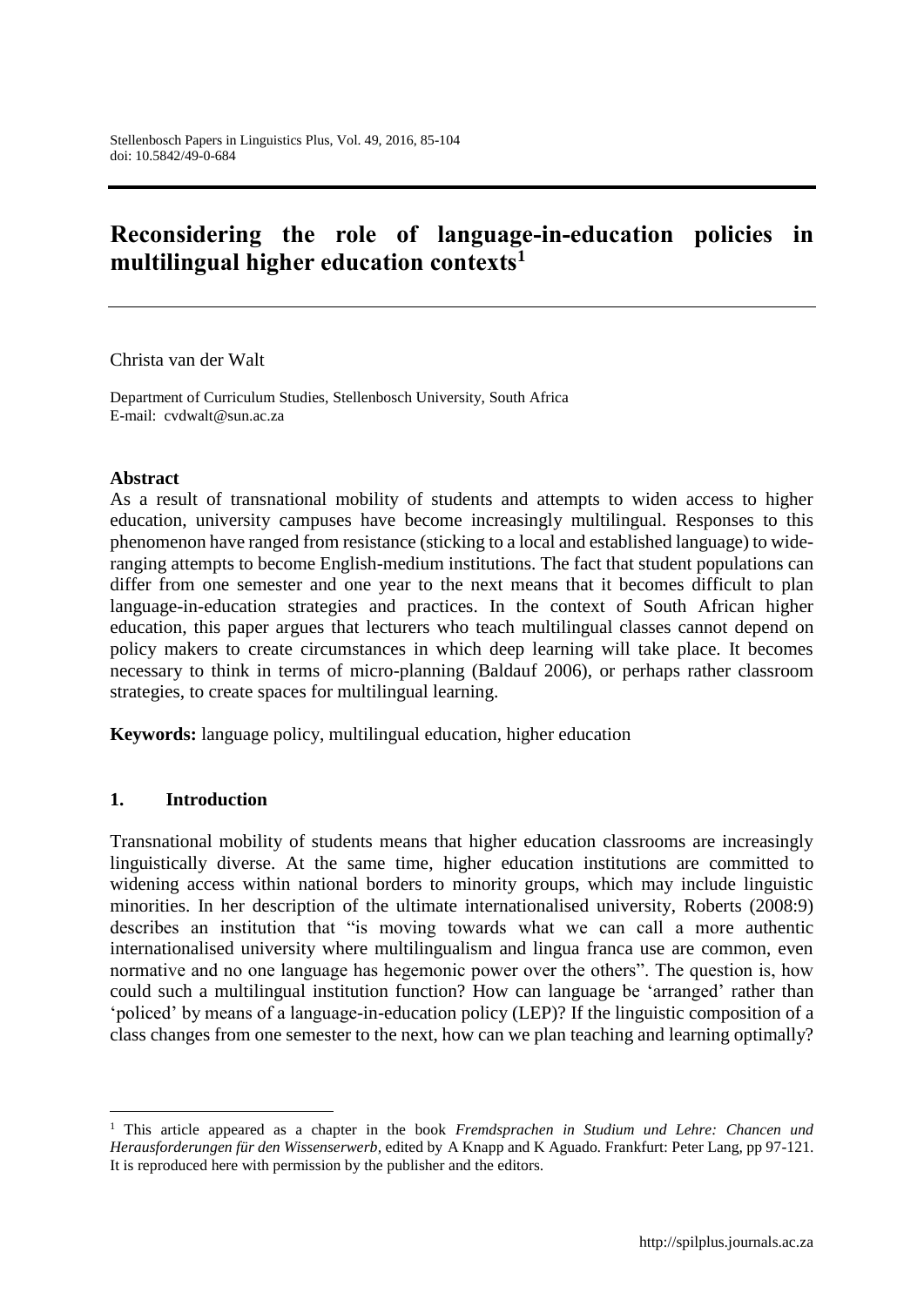# Reconsidering the role of language-in-education policies in multilingual higher education contexts[1]

Christa van der Walt

Department of Curriculum Studies, Stellenbosch University, South Africa
E-mail: cvdwalt@sun.ac.za

**Abstract**

As a result of transnational mobility of students and attempts to widen access to higher education, university campuses have become increasingly multilingual. Responses to this phenomenon have ranged from resistance (sticking to a local and established language) to wide-ranging attempts to become English-medium institutions. The fact that student populations can differ from one semester and one year to the next means that it becomes difficult to plan language-in-education strategies and practices. In the context of South African higher education, this paper argues that lecturers who teach multilingual classes cannot depend on policy makers to create circumstances in which deep learning will take place. It becomes necessary to think in terms of micro-planning (Baldauf 2006), or perhaps rather classroom strategies, to create spaces for multilingual learning.

**Keywords:** language policy, multilingual education, higher education

## 1. Introduction

Transnational mobility of students means that higher education classrooms are increasingly linguistically diverse. At the same time, higher education institutions are committed to widening access within national borders to minority groups, which may include linguistic minorities. In her description of the ultimate internationalised university, Roberts (2008:9) describes an institution that "is moving towards what we can call a more authentic internationalised university where multilingualism and lingua franca use are common, even normative and no one language has hegemonic power over the others". The question is, how could such a multilingual institution function? How can language be 'arranged' rather than 'policed' by means of a language-in-education policy (LEP)? If the linguistic composition of a class changes from one semester to the next, how can we plan teaching and learning optimally?

---

[1] This article appeared as a chapter in the book *Fremdsprachen in Studium und Lehre: Chancen und Herausforderungen für den Wissenserwerb*, edited by A Knapp and K Aguado. Frankfurt: Peter Lang, pp 97-121. It is reproduced here with permission by the publisher and the editors.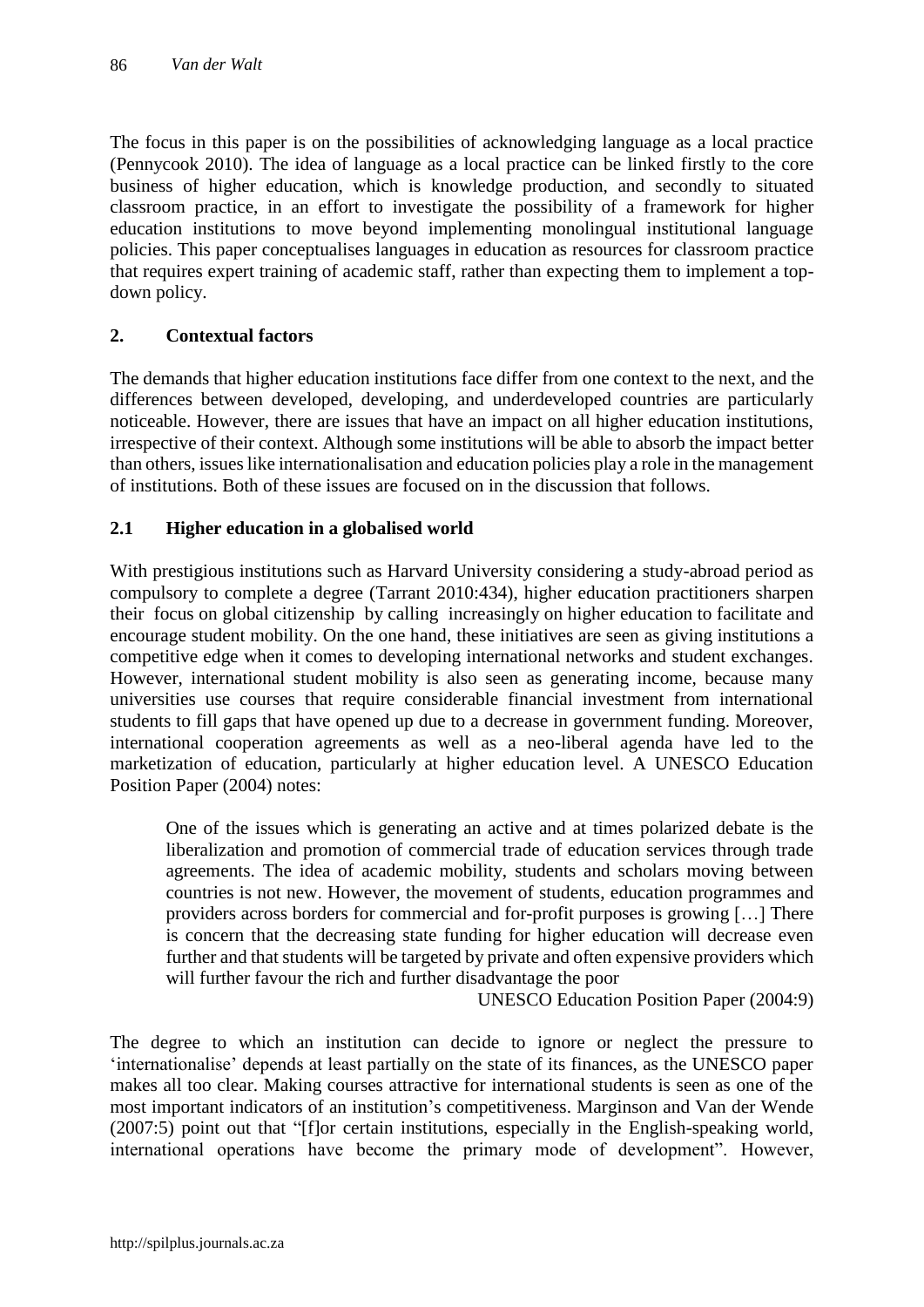The focus in this paper is on the possibilities of acknowledging language as a local practice (Pennycook 2010). The idea of language as a local practice can be linked firstly to the core business of higher education, which is knowledge production, and secondly to situated classroom practice, in an effort to investigate the possibility of a framework for higher education institutions to move beyond implementing monolingual institutional language policies. This paper conceptualises languages in education as resources for classroom practice that requires expert training of academic staff, rather than expecting them to implement a top-down policy.

## 2. Contextual factors

The demands that higher education institutions face differ from one context to the next, and the differences between developed, developing, and underdeveloped countries are particularly noticeable. However, there are issues that have an impact on all higher education institutions, irrespective of their context. Although some institutions will be able to absorb the impact better than others, issues like internationalisation and education policies play a role in the management of institutions. Both of these issues are focused on in the discussion that follows.

### 2.1 Higher education in a globalised world

With prestigious institutions such as Harvard University considering a study-abroad period as compulsory to complete a degree (Tarrant 2010:434), higher education practitioners sharpen their focus on global citizenship by calling increasingly on higher education to facilitate and encourage student mobility. On the one hand, these initiatives are seen as giving institutions a competitive edge when it comes to developing international networks and student exchanges. However, international student mobility is also seen as generating income, because many universities use courses that require considerable financial investment from international students to fill gaps that have opened up due to a decrease in government funding. Moreover, international cooperation agreements as well as a neo-liberal agenda have led to the marketization of education, particularly at higher education level. A UNESCO Education Position Paper (2004) notes:

> One of the issues which is generating an active and at times polarized debate is the liberalization and promotion of commercial trade of education services through trade agreements. The idea of academic mobility, students and scholars moving between countries is not new. However, the movement of students, education programmes and providers across borders for commercial and for-profit purposes is growing […] There is concern that the decreasing state funding for higher education will decrease even further and that students will be targeted by private and often expensive providers which will further favour the rich and further disadvantage the poor
>
> UNESCO Education Position Paper (2004:9)

The degree to which an institution can decide to ignore or neglect the pressure to 'internationalise' depends at least partially on the state of its finances, as the UNESCO paper makes all too clear. Making courses attractive for international students is seen as one of the most important indicators of an institution's competitiveness. Marginson and Van der Wende (2007:5) point out that "[f]or certain institutions, especially in the English-speaking world, international operations have become the primary mode of development". However,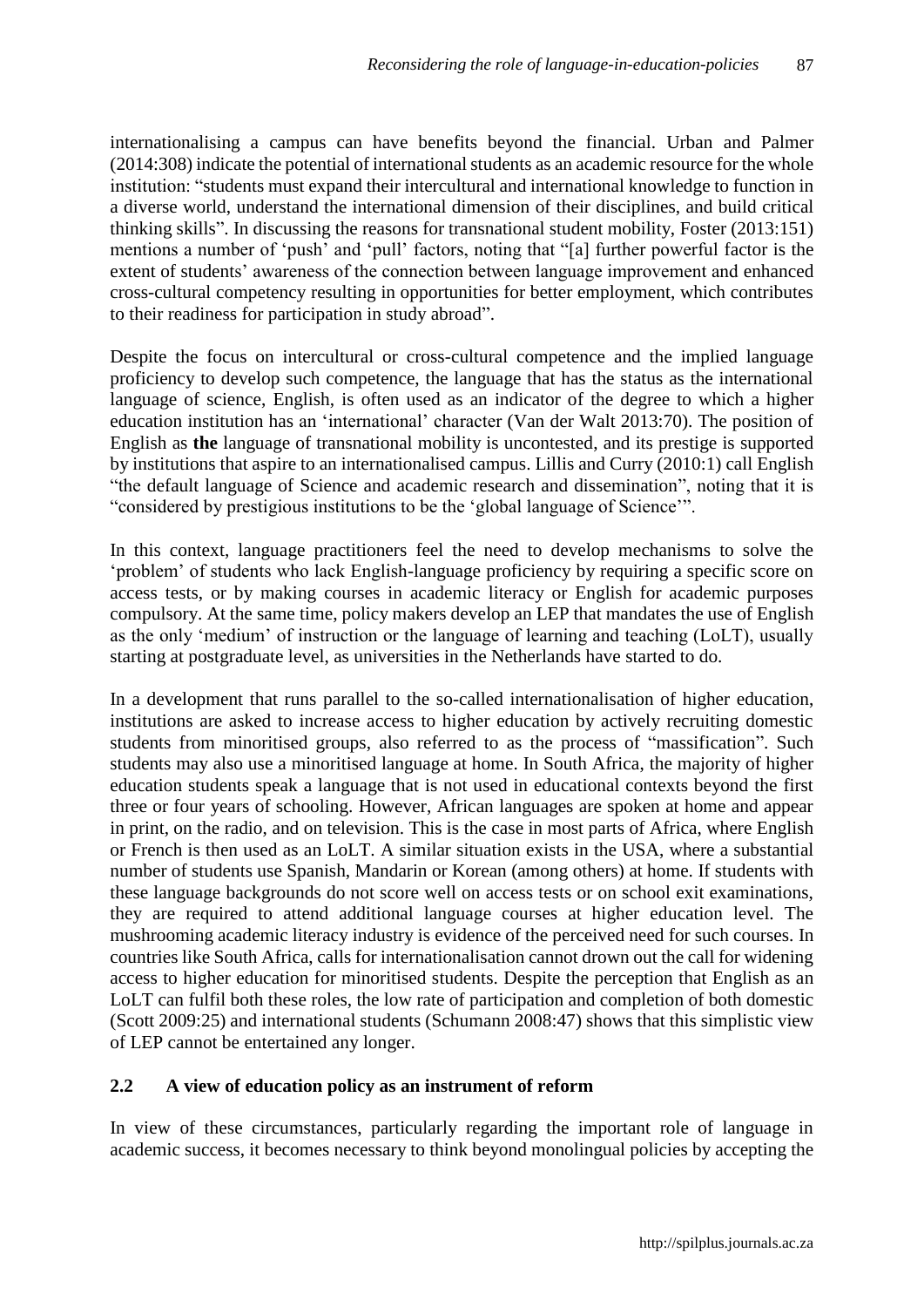internationalising a campus can have benefits beyond the financial. Urban and Palmer (2014:308) indicate the potential of international students as an academic resource for the whole institution: "students must expand their intercultural and international knowledge to function in a diverse world, understand the international dimension of their disciplines, and build critical thinking skills". In discussing the reasons for transnational student mobility, Foster (2013:151) mentions a number of 'push' and 'pull' factors, noting that "[a] further powerful factor is the extent of students' awareness of the connection between language improvement and enhanced cross-cultural competency resulting in opportunities for better employment, which contributes to their readiness for participation in study abroad".

Despite the focus on intercultural or cross-cultural competence and the implied language proficiency to develop such competence, the language that has the status as the international language of science, English, is often used as an indicator of the degree to which a higher education institution has an 'international' character (Van der Walt 2013:70). The position of English as **the** language of transnational mobility is uncontested, and its prestige is supported by institutions that aspire to an internationalised campus. Lillis and Curry (2010:1) call English "the default language of Science and academic research and dissemination", noting that it is "considered by prestigious institutions to be the 'global language of Science'".

In this context, language practitioners feel the need to develop mechanisms to solve the 'problem' of students who lack English-language proficiency by requiring a specific score on access tests, or by making courses in academic literacy or English for academic purposes compulsory. At the same time, policy makers develop an LEP that mandates the use of English as the only 'medium' of instruction or the language of learning and teaching (LoLT), usually starting at postgraduate level, as universities in the Netherlands have started to do.

In a development that runs parallel to the so-called internationalisation of higher education, institutions are asked to increase access to higher education by actively recruiting domestic students from minoritised groups, also referred to as the process of "massification". Such students may also use a minoritised language at home. In South Africa, the majority of higher education students speak a language that is not used in educational contexts beyond the first three or four years of schooling. However, African languages are spoken at home and appear in print, on the radio, and on television. This is the case in most parts of Africa, where English or French is then used as an LoLT. A similar situation exists in the USA, where a substantial number of students use Spanish, Mandarin or Korean (among others) at home. If students with these language backgrounds do not score well on access tests or on school exit examinations, they are required to attend additional language courses at higher education level. The mushrooming academic literacy industry is evidence of the perceived need for such courses. In countries like South Africa, calls for internationalisation cannot drown out the call for widening access to higher education for minoritised students. Despite the perception that English as an LoLT can fulfil both these roles, the low rate of participation and completion of both domestic (Scott 2009:25) and international students (Schumann 2008:47) shows that this simplistic view of LEP cannot be entertained any longer.

## 2.2 A view of education policy as an instrument of reform

In view of these circumstances, particularly regarding the important role of language in academic success, it becomes necessary to think beyond monolingual policies by accepting the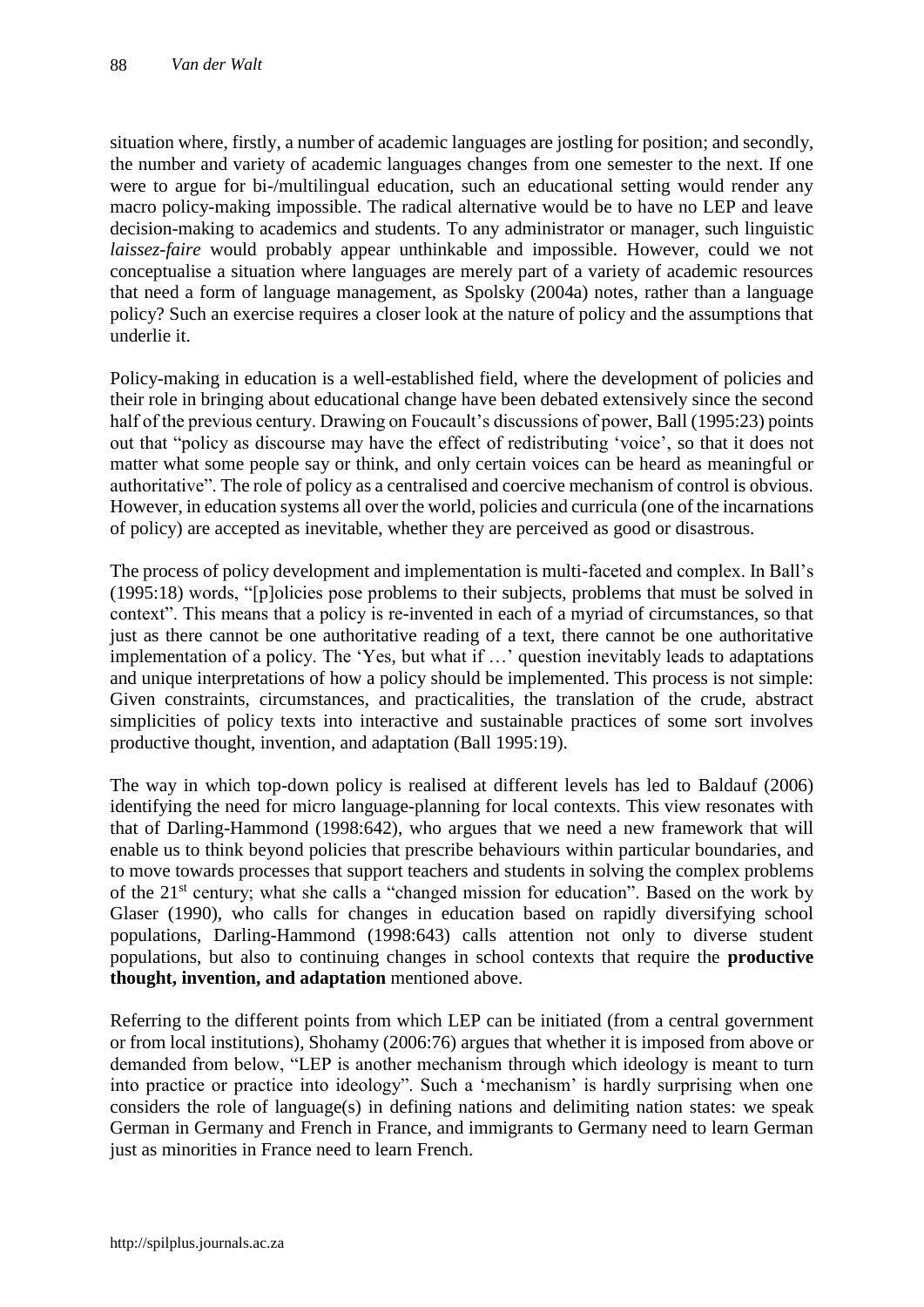situation where, firstly, a number of academic languages are jostling for position; and secondly, the number and variety of academic languages changes from one semester to the next. If one were to argue for bi-/multilingual education, such an educational setting would render any macro policy-making impossible. The radical alternative would be to have no LEP and leave decision-making to academics and students. To any administrator or manager, such linguistic *laissez-faire* would probably appear unthinkable and impossible. However, could we not conceptualise a situation where languages are merely part of a variety of academic resources that need a form of language management, as Spolsky (2004a) notes, rather than a language policy? Such an exercise requires a closer look at the nature of policy and the assumptions that underlie it.

Policy-making in education is a well-established field, where the development of policies and their role in bringing about educational change have been debated extensively since the second half of the previous century. Drawing on Foucault's discussions of power, Ball (1995:23) points out that "policy as discourse may have the effect of redistributing 'voice', so that it does not matter what some people say or think, and only certain voices can be heard as meaningful or authoritative". The role of policy as a centralised and coercive mechanism of control is obvious. However, in education systems all over the world, policies and curricula (one of the incarnations of policy) are accepted as inevitable, whether they are perceived as good or disastrous.

The process of policy development and implementation is multi-faceted and complex. In Ball's (1995:18) words, "[p]olicies pose problems to their subjects, problems that must be solved in context". This means that a policy is re-invented in each of a myriad of circumstances, so that just as there cannot be one authoritative reading of a text, there cannot be one authoritative implementation of a policy. The 'Yes, but what if …' question inevitably leads to adaptations and unique interpretations of how a policy should be implemented. This process is not simple: Given constraints, circumstances, and practicalities, the translation of the crude, abstract simplicities of policy texts into interactive and sustainable practices of some sort involves productive thought, invention, and adaptation (Ball 1995:19).

The way in which top-down policy is realised at different levels has led to Baldauf (2006) identifying the need for micro language-planning for local contexts. This view resonates with that of Darling-Hammond (1998:642), who argues that we need a new framework that will enable us to think beyond policies that prescribe behaviours within particular boundaries, and to move towards processes that support teachers and students in solving the complex problems of the 21st century; what she calls a "changed mission for education". Based on the work by Glaser (1990), who calls for changes in education based on rapidly diversifying school populations, Darling-Hammond (1998:643) calls attention not only to diverse student populations, but also to continuing changes in school contexts that require the **productive thought, invention, and adaptation** mentioned above.

Referring to the different points from which LEP can be initiated (from a central government or from local institutions), Shohamy (2006:76) argues that whether it is imposed from above or demanded from below, "LEP is another mechanism through which ideology is meant to turn into practice or practice into ideology". Such a 'mechanism' is hardly surprising when one considers the role of language(s) in defining nations and delimiting nation states: we speak German in Germany and French in France, and immigrants to Germany need to learn German just as minorities in France need to learn French.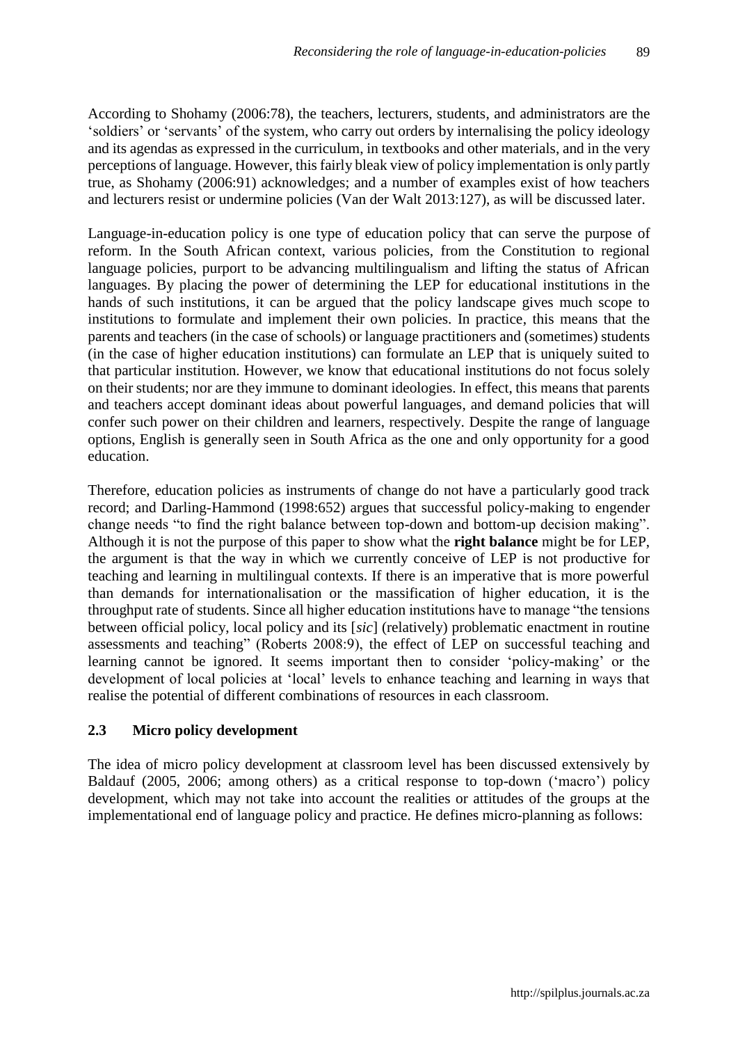According to Shohamy (2006:78), the teachers, lecturers, students, and administrators are the 'soldiers' or 'servants' of the system, who carry out orders by internalising the policy ideology and its agendas as expressed in the curriculum, in textbooks and other materials, and in the very perceptions of language. However, this fairly bleak view of policy implementation is only partly true, as Shohamy (2006:91) acknowledges; and a number of examples exist of how teachers and lecturers resist or undermine policies (Van der Walt 2013:127), as will be discussed later.

Language-in-education policy is one type of education policy that can serve the purpose of reform. In the South African context, various policies, from the Constitution to regional language policies, purport to be advancing multilingualism and lifting the status of African languages. By placing the power of determining the LEP for educational institutions in the hands of such institutions, it can be argued that the policy landscape gives much scope to institutions to formulate and implement their own policies. In practice, this means that the parents and teachers (in the case of schools) or language practitioners and (sometimes) students (in the case of higher education institutions) can formulate an LEP that is uniquely suited to that particular institution. However, we know that educational institutions do not focus solely on their students; nor are they immune to dominant ideologies. In effect, this means that parents and teachers accept dominant ideas about powerful languages, and demand policies that will confer such power on their children and learners, respectively. Despite the range of language options, English is generally seen in South Africa as the one and only opportunity for a good education.

Therefore, education policies as instruments of change do not have a particularly good track record; and Darling-Hammond (1998:652) argues that successful policy-making to engender change needs "to find the right balance between top-down and bottom-up decision making". Although it is not the purpose of this paper to show what the **right balance** might be for LEP, the argument is that the way in which we currently conceive of LEP is not productive for teaching and learning in multilingual contexts. If there is an imperative that is more powerful than demands for internationalisation or the massification of higher education, it is the throughput rate of students. Since all higher education institutions have to manage "the tensions between official policy, local policy and its [*sic*] (relatively) problematic enactment in routine assessments and teaching" (Roberts 2008:9), the effect of LEP on successful teaching and learning cannot be ignored. It seems important then to consider 'policy-making' or the development of local policies at 'local' levels to enhance teaching and learning in ways that realise the potential of different combinations of resources in each classroom.

### 2.3 Micro policy development

The idea of micro policy development at classroom level has been discussed extensively by Baldauf (2005, 2006; among others) as a critical response to top-down ('macro') policy development, which may not take into account the realities or attitudes of the groups at the implementational end of language policy and practice. He defines micro-planning as follows: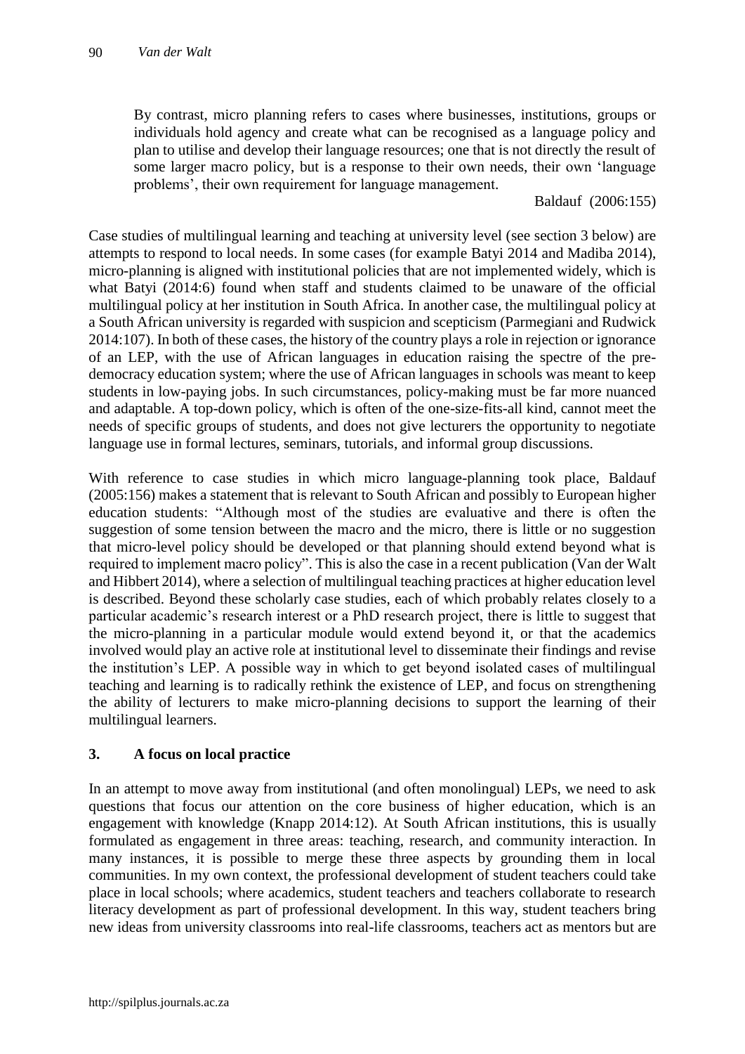> By contrast, micro planning refers to cases where businesses, institutions, groups or individuals hold agency and create what can be recognised as a language policy and plan to utilise and develop their language resources; one that is not directly the result of some larger macro policy, but is a response to their own needs, their own 'language problems', their own requirement for language management.
>
> Baldauf (2006:155)

Case studies of multilingual learning and teaching at university level (see section 3 below) are attempts to respond to local needs. In some cases (for example Batyi 2014 and Madiba 2014), micro-planning is aligned with institutional policies that are not implemented widely, which is what Batyi (2014:6) found when staff and students claimed to be unaware of the official multilingual policy at her institution in South Africa. In another case, the multilingual policy at a South African university is regarded with suspicion and scepticism (Parmegiani and Rudwick 2014:107). In both of these cases, the history of the country plays a role in rejection or ignorance of an LEP, with the use of African languages in education raising the spectre of the pre-democracy education system; where the use of African languages in schools was meant to keep students in low-paying jobs. In such circumstances, policy-making must be far more nuanced and adaptable. A top-down policy, which is often of the one-size-fits-all kind, cannot meet the needs of specific groups of students, and does not give lecturers the opportunity to negotiate language use in formal lectures, seminars, tutorials, and informal group discussions.

With reference to case studies in which micro language-planning took place, Baldauf (2005:156) makes a statement that is relevant to South African and possibly to European higher education students: "Although most of the studies are evaluative and there is often the suggestion of some tension between the macro and the micro, there is little or no suggestion that micro-level policy should be developed or that planning should extend beyond what is required to implement macro policy". This is also the case in a recent publication (Van der Walt and Hibbert 2014), where a selection of multilingual teaching practices at higher education level is described. Beyond these scholarly case studies, each of which probably relates closely to a particular academic's research interest or a PhD research project, there is little to suggest that the micro-planning in a particular module would extend beyond it, or that the academics involved would play an active role at institutional level to disseminate their findings and revise the institution's LEP. A possible way in which to get beyond isolated cases of multilingual teaching and learning is to radically rethink the existence of LEP, and focus on strengthening the ability of lecturers to make micro-planning decisions to support the learning of their multilingual learners.

## 3. A focus on local practice

In an attempt to move away from institutional (and often monolingual) LEPs, we need to ask questions that focus our attention on the core business of higher education, which is an engagement with knowledge (Knapp 2014:12). At South African institutions, this is usually formulated as engagement in three areas: teaching, research, and community interaction. In many instances, it is possible to merge these three aspects by grounding them in local communities. In my own context, the professional development of student teachers could take place in local schools; where academics, student teachers and teachers collaborate to research literacy development as part of professional development. In this way, student teachers bring new ideas from university classrooms into real-life classrooms, teachers act as mentors but are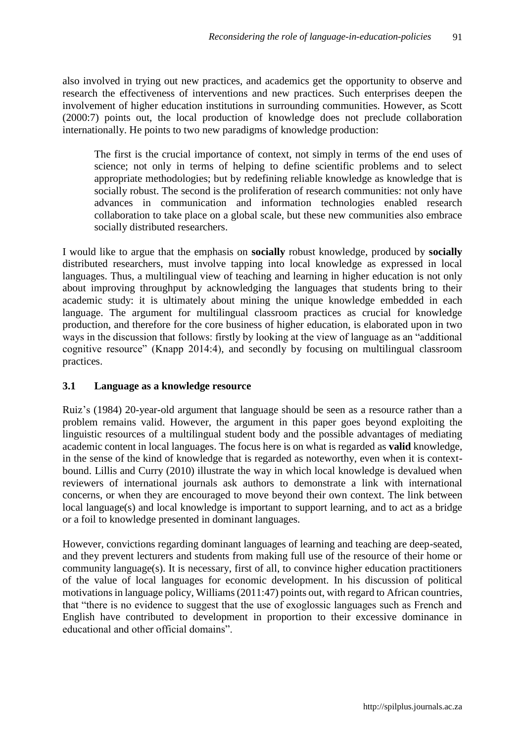also involved in trying out new practices, and academics get the opportunity to observe and research the effectiveness of interventions and new practices. Such enterprises deepen the involvement of higher education institutions in surrounding communities. However, as Scott (2000:7) points out, the local production of knowledge does not preclude collaboration internationally. He points to two new paradigms of knowledge production:

> The first is the crucial importance of context, not simply in terms of the end uses of science; not only in terms of helping to define scientific problems and to select appropriate methodologies; but by redefining reliable knowledge as knowledge that is socially robust. The second is the proliferation of research communities: not only have advances in communication and information technologies enabled research collaboration to take place on a global scale, but these new communities also embrace socially distributed researchers.

I would like to argue that the emphasis on **socially** robust knowledge, produced by **socially** distributed researchers, must involve tapping into local knowledge as expressed in local languages. Thus, a multilingual view of teaching and learning in higher education is not only about improving throughput by acknowledging the languages that students bring to their academic study: it is ultimately about mining the unique knowledge embedded in each language. The argument for multilingual classroom practices as crucial for knowledge production, and therefore for the core business of higher education, is elaborated upon in two ways in the discussion that follows: firstly by looking at the view of language as an "additional cognitive resource" (Knapp 2014:4), and secondly by focusing on multilingual classroom practices.

### 3.1 Language as a knowledge resource

Ruiz's (1984) 20-year-old argument that language should be seen as a resource rather than a problem remains valid. However, the argument in this paper goes beyond exploiting the linguistic resources of a multilingual student body and the possible advantages of mediating academic content in local languages. The focus here is on what is regarded as **valid** knowledge, in the sense of the kind of knowledge that is regarded as noteworthy, even when it is context-bound. Lillis and Curry (2010) illustrate the way in which local knowledge is devalued when reviewers of international journals ask authors to demonstrate a link with international concerns, or when they are encouraged to move beyond their own context. The link between local language(s) and local knowledge is important to support learning, and to act as a bridge or a foil to knowledge presented in dominant languages.

However, convictions regarding dominant languages of learning and teaching are deep-seated, and they prevent lecturers and students from making full use of the resource of their home or community language(s). It is necessary, first of all, to convince higher education practitioners of the value of local languages for economic development. In his discussion of political motivations in language policy, Williams (2011:47) points out, with regard to African countries, that "there is no evidence to suggest that the use of exoglossic languages such as French and English have contributed to development in proportion to their excessive dominance in educational and other official domains".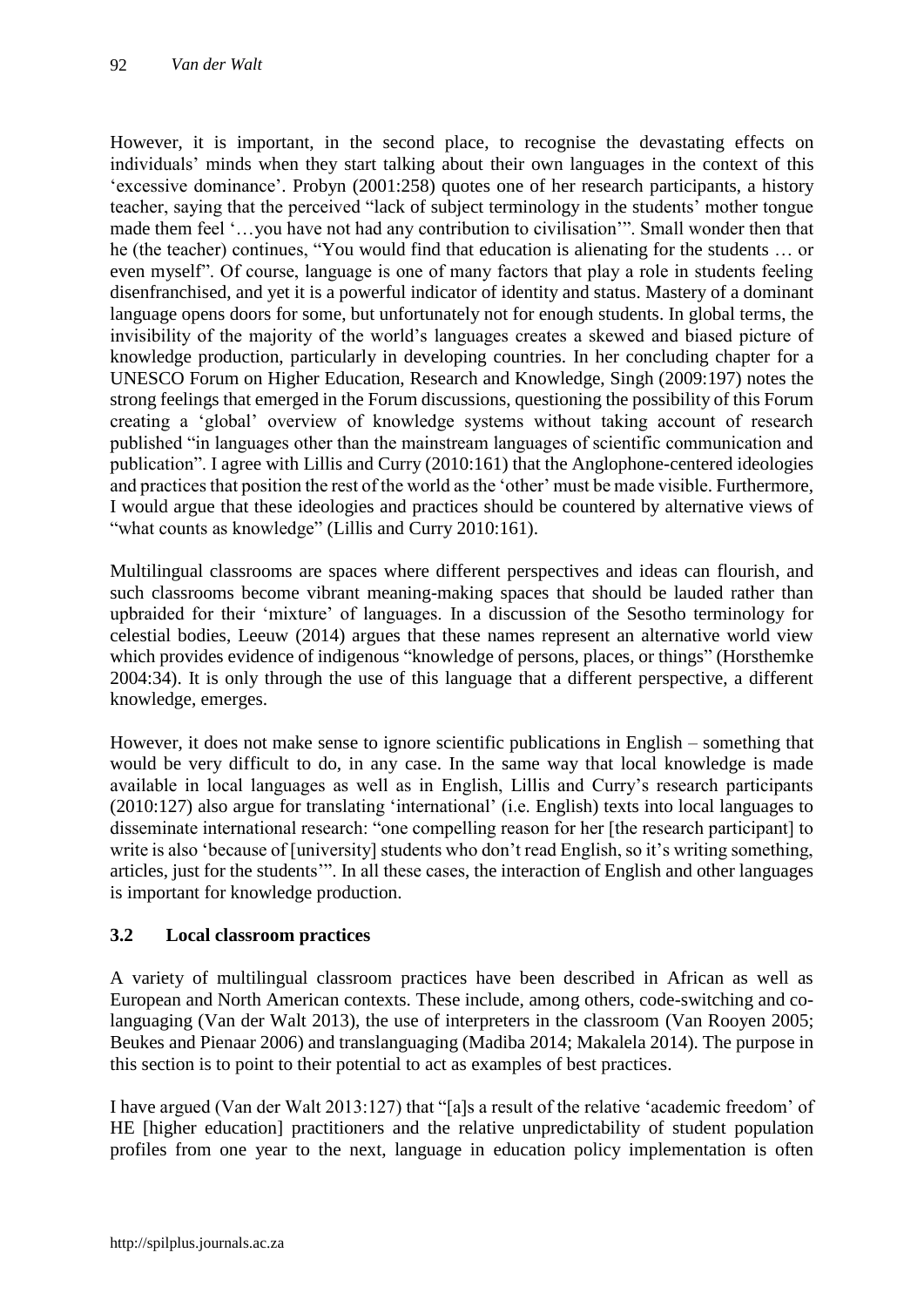However, it is important, in the second place, to recognise the devastating effects on individuals' minds when they start talking about their own languages in the context of this 'excessive dominance'. Probyn (2001:258) quotes one of her research participants, a history teacher, saying that the perceived "lack of subject terminology in the students' mother tongue made them feel '…you have not had any contribution to civilisation'". Small wonder then that he (the teacher) continues, "You would find that education is alienating for the students … or even myself". Of course, language is one of many factors that play a role in students feeling disenfranchised, and yet it is a powerful indicator of identity and status. Mastery of a dominant language opens doors for some, but unfortunately not for enough students. In global terms, the invisibility of the majority of the world's languages creates a skewed and biased picture of knowledge production, particularly in developing countries. In her concluding chapter for a UNESCO Forum on Higher Education, Research and Knowledge, Singh (2009:197) notes the strong feelings that emerged in the Forum discussions, questioning the possibility of this Forum creating a 'global' overview of knowledge systems without taking account of research published "in languages other than the mainstream languages of scientific communication and publication". I agree with Lillis and Curry (2010:161) that the Anglophone-centered ideologies and practices that position the rest of the world as the 'other' must be made visible. Furthermore, I would argue that these ideologies and practices should be countered by alternative views of "what counts as knowledge" (Lillis and Curry 2010:161).

Multilingual classrooms are spaces where different perspectives and ideas can flourish, and such classrooms become vibrant meaning-making spaces that should be lauded rather than upbraided for their 'mixture' of languages. In a discussion of the Sesotho terminology for celestial bodies, Leeuw (2014) argues that these names represent an alternative world view which provides evidence of indigenous "knowledge of persons, places, or things" (Horsthemke 2004:34). It is only through the use of this language that a different perspective, a different knowledge, emerges.

However, it does not make sense to ignore scientific publications in English – something that would be very difficult to do, in any case. In the same way that local knowledge is made available in local languages as well as in English, Lillis and Curry's research participants (2010:127) also argue for translating 'international' (i.e. English) texts into local languages to disseminate international research: "one compelling reason for her [the research participant] to write is also 'because of [university] students who don't read English, so it's writing something, articles, just for the students'". In all these cases, the interaction of English and other languages is important for knowledge production.

### 3.2 Local classroom practices

A variety of multilingual classroom practices have been described in African as well as European and North American contexts. These include, among others, code-switching and co-languaging (Van der Walt 2013), the use of interpreters in the classroom (Van Rooyen 2005; Beukes and Pienaar 2006) and translanguaging (Madiba 2014; Makalela 2014). The purpose in this section is to point to their potential to act as examples of best practices.

I have argued (Van der Walt 2013:127) that "[a]s a result of the relative 'academic freedom' of HE [higher education] practitioners and the relative unpredictability of student population profiles from one year to the next, language in education policy implementation is often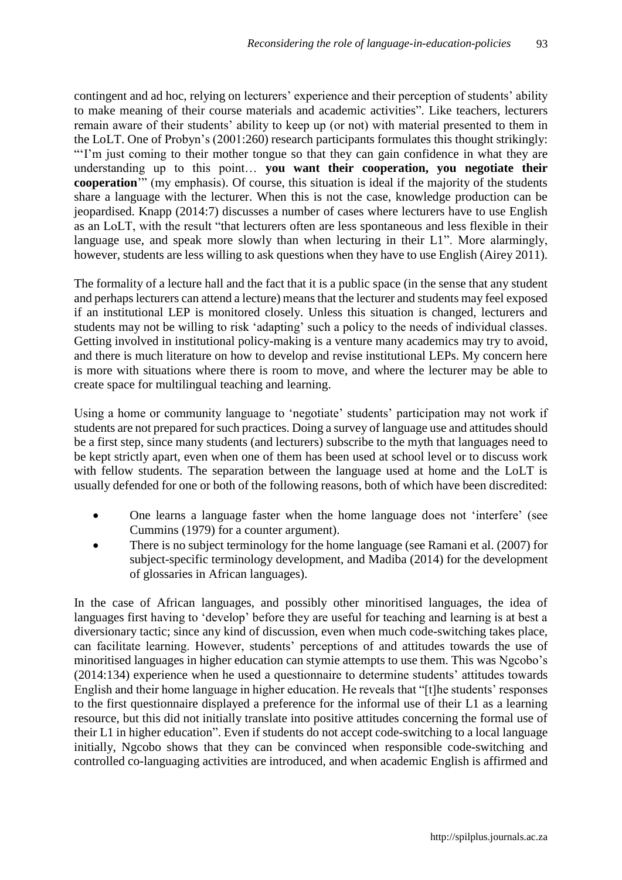contingent and ad hoc, relying on lecturers' experience and their perception of students' ability to make meaning of their course materials and academic activities". Like teachers, lecturers remain aware of their students' ability to keep up (or not) with material presented to them in the LoLT. One of Probyn's (2001:260) research participants formulates this thought strikingly: "'I'm just coming to their mother tongue so that they can gain confidence in what they are understanding up to this point… **you want their cooperation, you negotiate their cooperation**'" (my emphasis). Of course, this situation is ideal if the majority of the students share a language with the lecturer. When this is not the case, knowledge production can be jeopardised. Knapp (2014:7) discusses a number of cases where lecturers have to use English as an LoLT, with the result "that lecturers often are less spontaneous and less flexible in their language use, and speak more slowly than when lecturing in their L1". More alarmingly, however, students are less willing to ask questions when they have to use English (Airey 2011).

The formality of a lecture hall and the fact that it is a public space (in the sense that any student and perhaps lecturers can attend a lecture) means that the lecturer and students may feel exposed if an institutional LEP is monitored closely. Unless this situation is changed, lecturers and students may not be willing to risk 'adapting' such a policy to the needs of individual classes. Getting involved in institutional policy-making is a venture many academics may try to avoid, and there is much literature on how to develop and revise institutional LEPs. My concern here is more with situations where there is room to move, and where the lecturer may be able to create space for multilingual teaching and learning.

Using a home or community language to 'negotiate' students' participation may not work if students are not prepared for such practices. Doing a survey of language use and attitudes should be a first step, since many students (and lecturers) subscribe to the myth that languages need to be kept strictly apart, even when one of them has been used at school level or to discuss work with fellow students. The separation between the language used at home and the LoLT is usually defended for one or both of the following reasons, both of which have been discredited:

- One learns a language faster when the home language does not 'interfere' (see Cummins (1979) for a counter argument).
- There is no subject terminology for the home language (see Ramani et al. (2007) for subject-specific terminology development, and Madiba (2014) for the development of glossaries in African languages).

In the case of African languages, and possibly other minoritised languages, the idea of languages first having to 'develop' before they are useful for teaching and learning is at best a diversionary tactic; since any kind of discussion, even when much code-switching takes place, can facilitate learning. However, students' perceptions of and attitudes towards the use of minoritised languages in higher education can stymie attempts to use them. This was Ngcobo's (2014:134) experience when he used a questionnaire to determine students' attitudes towards English and their home language in higher education. He reveals that "[t]he students' responses to the first questionnaire displayed a preference for the informal use of their L1 as a learning resource, but this did not initially translate into positive attitudes concerning the formal use of their L1 in higher education". Even if students do not accept code-switching to a local language initially, Ngcobo shows that they can be convinced when responsible code-switching and controlled co-languaging activities are introduced, and when academic English is affirmed and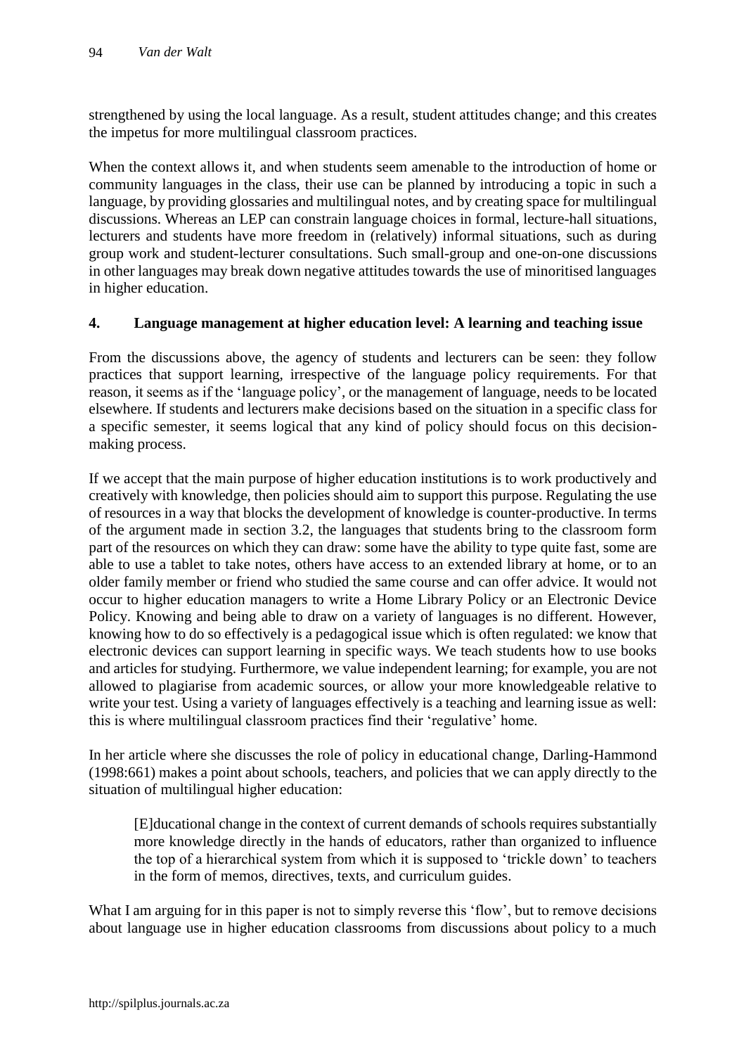strengthened by using the local language. As a result, student attitudes change; and this creates the impetus for more multilingual classroom practices.

When the context allows it, and when students seem amenable to the introduction of home or community languages in the class, their use can be planned by introducing a topic in such a language, by providing glossaries and multilingual notes, and by creating space for multilingual discussions. Whereas an LEP can constrain language choices in formal, lecture-hall situations, lecturers and students have more freedom in (relatively) informal situations, such as during group work and student-lecturer consultations. Such small-group and one-on-one discussions in other languages may break down negative attitudes towards the use of minoritised languages in higher education.

## 4. Language management at higher education level: A learning and teaching issue

From the discussions above, the agency of students and lecturers can be seen: they follow practices that support learning, irrespective of the language policy requirements. For that reason, it seems as if the 'language policy', or the management of language, needs to be located elsewhere. If students and lecturers make decisions based on the situation in a specific class for a specific semester, it seems logical that any kind of policy should focus on this decision-making process.

If we accept that the main purpose of higher education institutions is to work productively and creatively with knowledge, then policies should aim to support this purpose. Regulating the use of resources in a way that blocks the development of knowledge is counter-productive. In terms of the argument made in section 3.2, the languages that students bring to the classroom form part of the resources on which they can draw: some have the ability to type quite fast, some are able to use a tablet to take notes, others have access to an extended library at home, or to an older family member or friend who studied the same course and can offer advice. It would not occur to higher education managers to write a Home Library Policy or an Electronic Device Policy. Knowing and being able to draw on a variety of languages is no different. However, knowing how to do so effectively is a pedagogical issue which is often regulated: we know that electronic devices can support learning in specific ways. We teach students how to use books and articles for studying. Furthermore, we value independent learning; for example, you are not allowed to plagiarise from academic sources, or allow your more knowledgeable relative to write your test. Using a variety of languages effectively is a teaching and learning issue as well: this is where multilingual classroom practices find their 'regulative' home.

In her article where she discusses the role of policy in educational change, Darling-Hammond (1998:661) makes a point about schools, teachers, and policies that we can apply directly to the situation of multilingual higher education:

> [E]ducational change in the context of current demands of schools requires substantially more knowledge directly in the hands of educators, rather than organized to influence the top of a hierarchical system from which it is supposed to 'trickle down' to teachers in the form of memos, directives, texts, and curriculum guides.

What I am arguing for in this paper is not to simply reverse this 'flow', but to remove decisions about language use in higher education classrooms from discussions about policy to a much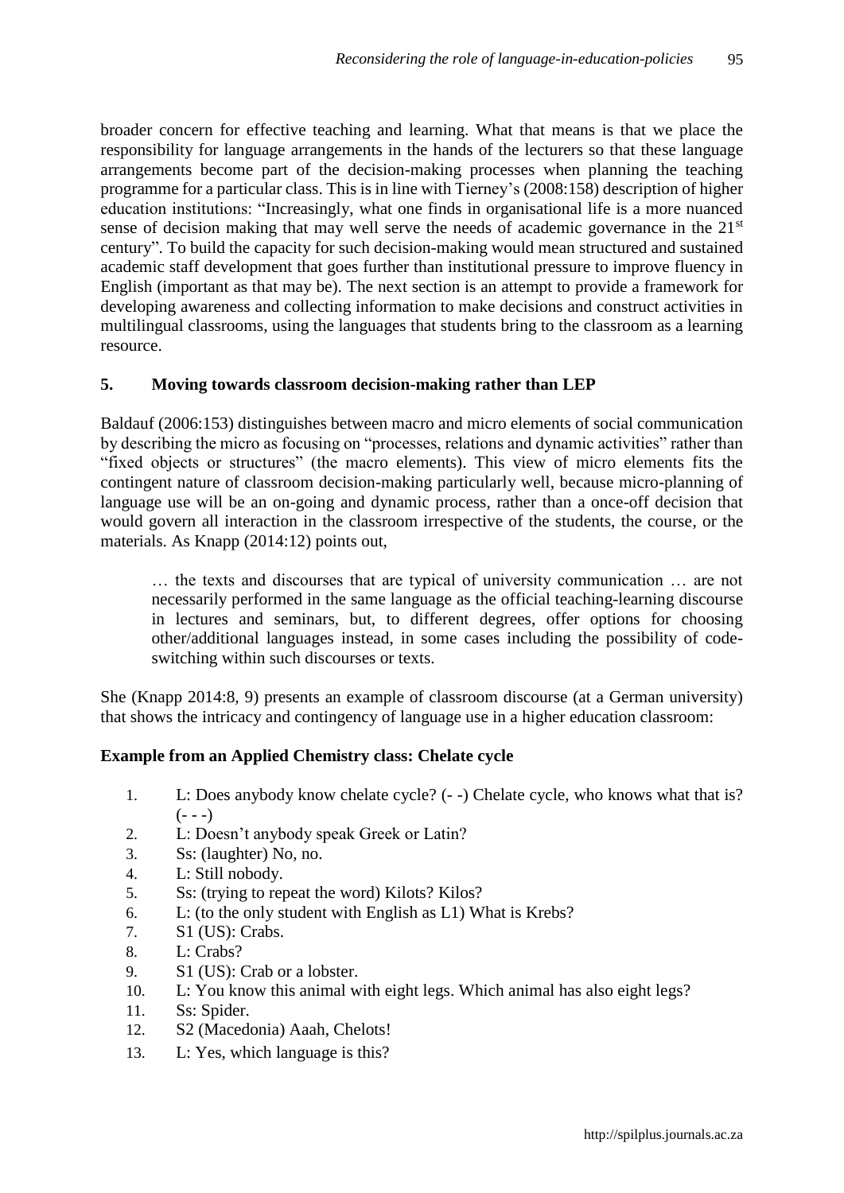broader concern for effective teaching and learning. What that means is that we place the responsibility for language arrangements in the hands of the lecturers so that these language arrangements become part of the decision-making processes when planning the teaching programme for a particular class. This is in line with Tierney's (2008:158) description of higher education institutions: "Increasingly, what one finds in organisational life is a more nuanced sense of decision making that may well serve the needs of academic governance in the 21st century". To build the capacity for such decision-making would mean structured and sustained academic staff development that goes further than institutional pressure to improve fluency in English (important as that may be). The next section is an attempt to provide a framework for developing awareness and collecting information to make decisions and construct activities in multilingual classrooms, using the languages that students bring to the classroom as a learning resource.

## 5. Moving towards classroom decision-making rather than LEP

Baldauf (2006:153) distinguishes between macro and micro elements of social communication by describing the micro as focusing on "processes, relations and dynamic activities" rather than "fixed objects or structures" (the macro elements). This view of micro elements fits the contingent nature of classroom decision-making particularly well, because micro-planning of language use will be an on-going and dynamic process, rather than a once-off decision that would govern all interaction in the classroom irrespective of the students, the course, or the materials. As Knapp (2014:12) points out,

> … the texts and discourses that are typical of university communication … are not necessarily performed in the same language as the official teaching-learning discourse in lectures and seminars, but, to different degrees, offer options for choosing other/additional languages instead, in some cases including the possibility of code-switching within such discourses or texts.

She (Knapp 2014:8, 9) presents an example of classroom discourse (at a German university) that shows the intricacy and contingency of language use in a higher education classroom:

**Example from an Applied Chemistry class: Chelate cycle**

1. L: Does anybody know chelate cycle? (- -) Chelate cycle, who knows what that is? (- - -)
2. L: Doesn't anybody speak Greek or Latin?
3. Ss: (laughter) No, no.
4. L: Still nobody.
5. Ss: (trying to repeat the word) Kilots? Kilos?
6. L: (to the only student with English as L1) What is Krebs?
7. S1 (US): Crabs.
8. L: Crabs?
9. S1 (US): Crab or a lobster.
10. L: You know this animal with eight legs. Which animal has also eight legs?
11. Ss: Spider.
12. S2 (Macedonia) Aaah, Chelots!
13. L: Yes, which language is this?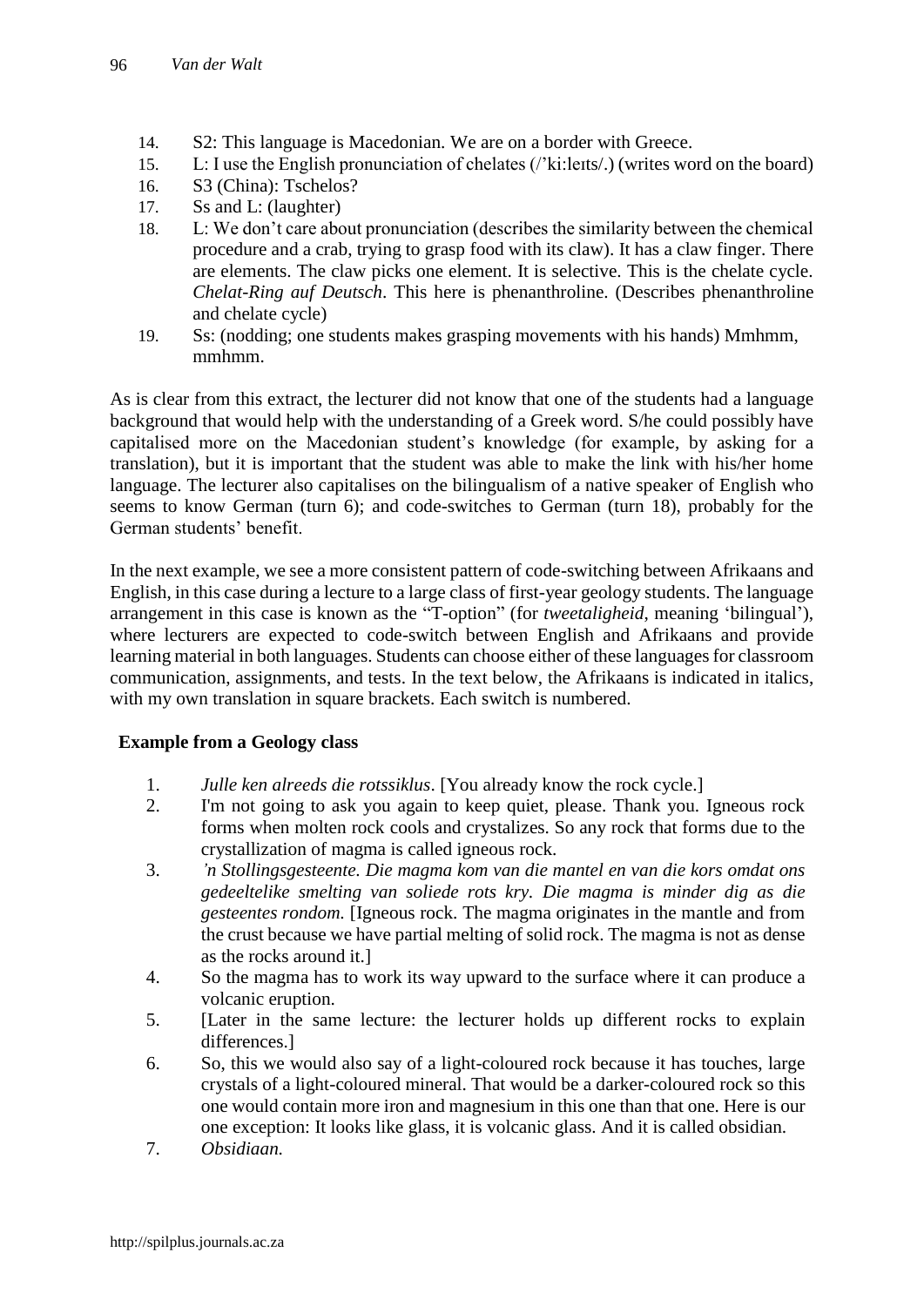14. S2: This language is Macedonian. We are on a border with Greece.
15. L: I use the English pronunciation of chelates (/'ki:leɪts/.) (writes word on the board)
16. S3 (China): Tschelos?
17. Ss and L: (laughter)
18. L: We don't care about pronunciation (describes the similarity between the chemical procedure and a crab, trying to grasp food with its claw). It has a claw finger. There are elements. The claw picks one element. It is selective. This is the chelate cycle. *Chelat-Ring auf Deutsch*. This here is phenanthroline. (Describes phenanthroline and chelate cycle)
19. Ss: (nodding; one students makes grasping movements with his hands) Mmhmm, mmhmm.

As is clear from this extract, the lecturer did not know that one of the students had a language background that would help with the understanding of a Greek word. S/he could possibly have capitalised more on the Macedonian student's knowledge (for example, by asking for a translation), but it is important that the student was able to make the link with his/her home language. The lecturer also capitalises on the bilingualism of a native speaker of English who seems to know German (turn 6); and code-switches to German (turn 18), probably for the German students' benefit.

In the next example, we see a more consistent pattern of code-switching between Afrikaans and English, in this case during a lecture to a large class of first-year geology students. The language arrangement in this case is known as the "T-option" (for *tweetaligheid*, meaning 'bilingual'), where lecturers are expected to code-switch between English and Afrikaans and provide learning material in both languages. Students can choose either of these languages for classroom communication, assignments, and tests. In the text below, the Afrikaans is indicated in italics, with my own translation in square brackets. Each switch is numbered.

**Example from a Geology class**

1. *Julle ken alreeds die rotssiklus*. [You already know the rock cycle.]
2. I'm not going to ask you again to keep quiet, please. Thank you. Igneous rock forms when molten rock cools and crystalizes. So any rock that forms due to the crystallization of magma is called igneous rock.
3. *'n Stollingsgesteente. Die magma kom van die mantel en van die kors omdat ons gedeeltelike smelting van soliede rots kry. Die magma is minder dig as die gesteentes rondom.* [Igneous rock. The magma originates in the mantle and from the crust because we have partial melting of solid rock. The magma is not as dense as the rocks around it.]
4. So the magma has to work its way upward to the surface where it can produce a volcanic eruption.
5. [Later in the same lecture: the lecturer holds up different rocks to explain differences.]
6. So, this we would also say of a light-coloured rock because it has touches, large crystals of a light-coloured mineral. That would be a darker-coloured rock so this one would contain more iron and magnesium in this one than that one. Here is our one exception: It looks like glass, it is volcanic glass. And it is called obsidian.
7. *Obsidiaan.*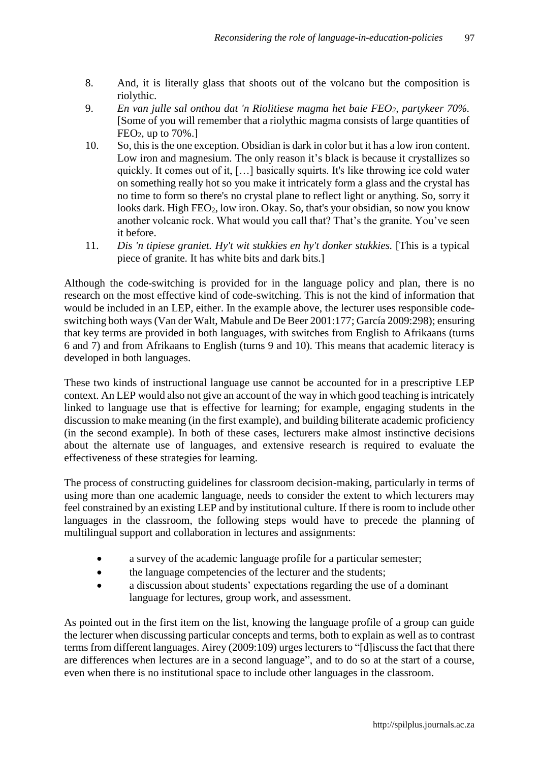8. And, it is literally glass that shoots out of the volcano but the composition is riolythic.
9. *En van julle sal onthou dat 'n Riolitiese magma het baie $FEO_2$, partykeer 70%.* [Some of you will remember that a riolythic magma consists of large quantities of $FEO_2$, up to 70%.]
10. So, this is the one exception. Obsidian is dark in color but it has a low iron content. Low iron and magnesium. The only reason it's black is because it crystallizes so quickly. It comes out of it, […] basically squirts. It's like throwing ice cold water on something really hot so you make it intricately form a glass and the crystal has no time to form so there's no crystal plane to reflect light or anything. So, sorry it looks dark. High $FEO_2$, low iron. Okay. So, that's your obsidian, so now you know another volcanic rock. What would you call that? That's the granite. You've seen it before.
11. *Dis 'n tipiese graniet. Hy't wit stukkies en hy't donker stukkies.* [This is a typical piece of granite. It has white bits and dark bits.]

Although the code-switching is provided for in the language policy and plan, there is no research on the most effective kind of code-switching. This is not the kind of information that would be included in an LEP, either. In the example above, the lecturer uses responsible code-switching both ways (Van der Walt, Mabule and De Beer 2001:177; García 2009:298); ensuring that key terms are provided in both languages, with switches from English to Afrikaans (turns 6 and 7) and from Afrikaans to English (turns 9 and 10). This means that academic literacy is developed in both languages.

These two kinds of instructional language use cannot be accounted for in a prescriptive LEP context. An LEP would also not give an account of the way in which good teaching is intricately linked to language use that is effective for learning; for example, engaging students in the discussion to make meaning (in the first example), and building biliterate academic proficiency (in the second example). In both of these cases, lecturers make almost instinctive decisions about the alternate use of languages, and extensive research is required to evaluate the effectiveness of these strategies for learning.

The process of constructing guidelines for classroom decision-making, particularly in terms of using more than one academic language, needs to consider the extent to which lecturers may feel constrained by an existing LEP and by institutional culture. If there is room to include other languages in the classroom, the following steps would have to precede the planning of multilingual support and collaboration in lectures and assignments:

- a survey of the academic language profile for a particular semester;
- the language competencies of the lecturer and the students;
- a discussion about students' expectations regarding the use of a dominant language for lectures, group work, and assessment.

As pointed out in the first item on the list, knowing the language profile of a group can guide the lecturer when discussing particular concepts and terms, both to explain as well as to contrast terms from different languages. Airey (2009:109) urges lecturers to "[d]iscuss the fact that there are differences when lectures are in a second language", and to do so at the start of a course, even when there is no institutional space to include other languages in the classroom.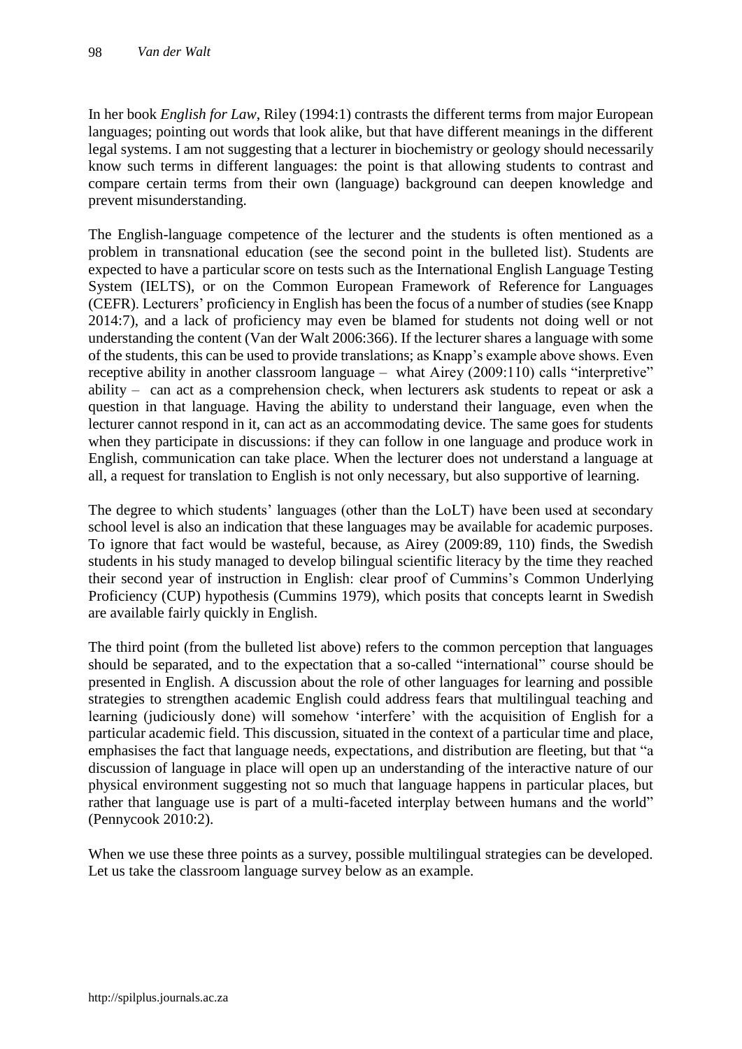In her book *English for Law*, Riley (1994:1) contrasts the different terms from major European languages; pointing out words that look alike, but that have different meanings in the different legal systems. I am not suggesting that a lecturer in biochemistry or geology should necessarily know such terms in different languages: the point is that allowing students to contrast and compare certain terms from their own (language) background can deepen knowledge and prevent misunderstanding.

The English-language competence of the lecturer and the students is often mentioned as a problem in transnational education (see the second point in the bulleted list). Students are expected to have a particular score on tests such as the International English Language Testing System (IELTS), or on the Common European Framework of Reference for Languages (CEFR). Lecturers' proficiency in English has been the focus of a number of studies (see Knapp 2014:7), and a lack of proficiency may even be blamed for students not doing well or not understanding the content (Van der Walt 2006:366). If the lecturer shares a language with some of the students, this can be used to provide translations; as Knapp's example above shows. Even receptive ability in another classroom language – what Airey (2009:110) calls "interpretive" ability – can act as a comprehension check, when lecturers ask students to repeat or ask a question in that language. Having the ability to understand their language, even when the lecturer cannot respond in it, can act as an accommodating device. The same goes for students when they participate in discussions: if they can follow in one language and produce work in English, communication can take place. When the lecturer does not understand a language at all, a request for translation to English is not only necessary, but also supportive of learning.

The degree to which students' languages (other than the LoLT) have been used at secondary school level is also an indication that these languages may be available for academic purposes. To ignore that fact would be wasteful, because, as Airey (2009:89, 110) finds, the Swedish students in his study managed to develop bilingual scientific literacy by the time they reached their second year of instruction in English: clear proof of Cummins's Common Underlying Proficiency (CUP) hypothesis (Cummins 1979), which posits that concepts learnt in Swedish are available fairly quickly in English.

The third point (from the bulleted list above) refers to the common perception that languages should be separated, and to the expectation that a so-called "international" course should be presented in English. A discussion about the role of other languages for learning and possible strategies to strengthen academic English could address fears that multilingual teaching and learning (judiciously done) will somehow 'interfere' with the acquisition of English for a particular academic field. This discussion, situated in the context of a particular time and place, emphasises the fact that language needs, expectations, and distribution are fleeting, but that "a discussion of language in place will open up an understanding of the interactive nature of our physical environment suggesting not so much that language happens in particular places, but rather that language use is part of a multi-faceted interplay between humans and the world" (Pennycook 2010:2).

When we use these three points as a survey, possible multilingual strategies can be developed. Let us take the classroom language survey below as an example.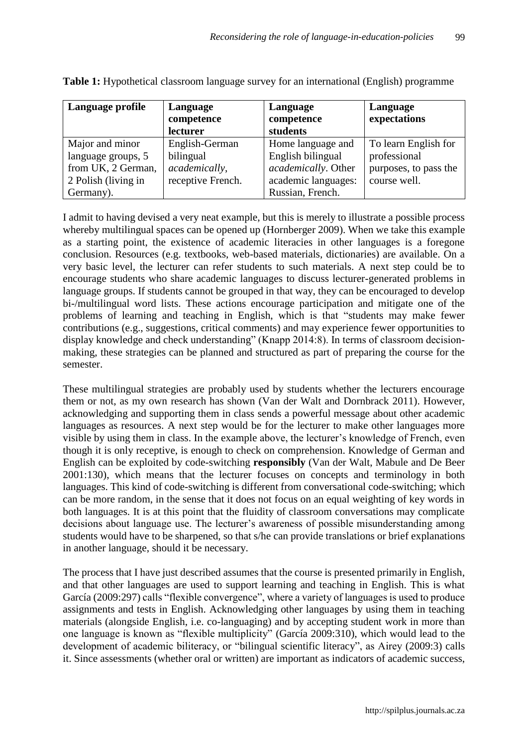**Table 1:** Hypothetical classroom language survey for an international (English) programme

| Language profile | Language competence lecturer | Language competence students | Language expectations |
|---|---|---|---|
| Major and minor language groups, 5 from UK, 2 German, 2 Polish (living in Germany). | English-German bilingual *academically*, receptive French. | Home language and English bilingual *academically*. Other academic languages: Russian, French. | To learn English for professional purposes, to pass the course well. |

I admit to having devised a very neat example, but this is merely to illustrate a possible process whereby multilingual spaces can be opened up (Hornberger 2009). When we take this example as a starting point, the existence of academic literacies in other languages is a foregone conclusion. Resources (e.g. textbooks, web-based materials, dictionaries) are available. On a very basic level, the lecturer can refer students to such materials. A next step could be to encourage students who share academic languages to discuss lecturer-generated problems in language groups. If students cannot be grouped in that way, they can be encouraged to develop bi-/multilingual word lists. These actions encourage participation and mitigate one of the problems of learning and teaching in English, which is that "students may make fewer contributions (e.g., suggestions, critical comments) and may experience fewer opportunities to display knowledge and check understanding" (Knapp 2014:8). In terms of classroom decision-making, these strategies can be planned and structured as part of preparing the course for the semester.

These multilingual strategies are probably used by students whether the lecturers encourage them or not, as my own research has shown (Van der Walt and Dornbrack 2011). However, acknowledging and supporting them in class sends a powerful message about other academic languages as resources. A next step would be for the lecturer to make other languages more visible by using them in class. In the example above, the lecturer's knowledge of French, even though it is only receptive, is enough to check on comprehension. Knowledge of German and English can be exploited by code-switching **responsibly** (Van der Walt, Mabule and De Beer 2001:130), which means that the lecturer focuses on concepts and terminology in both languages. This kind of code-switching is different from conversational code-switching; which can be more random, in the sense that it does not focus on an equal weighting of key words in both languages. It is at this point that the fluidity of classroom conversations may complicate decisions about language use. The lecturer's awareness of possible misunderstanding among students would have to be sharpened, so that s/he can provide translations or brief explanations in another language, should it be necessary.

The process that I have just described assumes that the course is presented primarily in English, and that other languages are used to support learning and teaching in English. This is what García (2009:297) calls "flexible convergence", where a variety of languages is used to produce assignments and tests in English. Acknowledging other languages by using them in teaching materials (alongside English, i.e. co-languaging) and by accepting student work in more than one language is known as "flexible multiplicity" (García 2009:310), which would lead to the development of academic biliteracy, or "bilingual scientific literacy", as Airey (2009:3) calls it. Since assessments (whether oral or written) are important as indicators of academic success,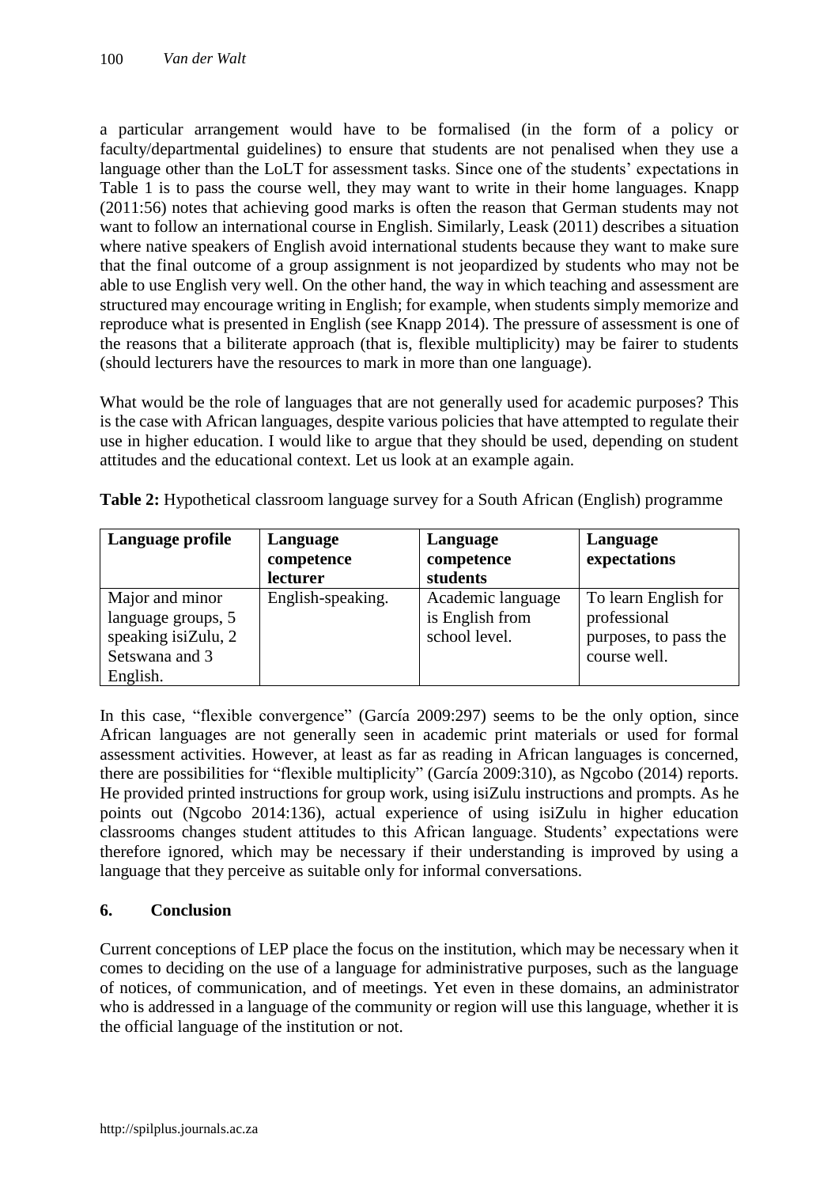a particular arrangement would have to be formalised (in the form of a policy or faculty/departmental guidelines) to ensure that students are not penalised when they use a language other than the LoLT for assessment tasks. Since one of the students' expectations in Table 1 is to pass the course well, they may want to write in their home languages. Knapp (2011:56) notes that achieving good marks is often the reason that German students may not want to follow an international course in English. Similarly, Leask (2011) describes a situation where native speakers of English avoid international students because they want to make sure that the final outcome of a group assignment is not jeopardized by students who may not be able to use English very well. On the other hand, the way in which teaching and assessment are structured may encourage writing in English; for example, when students simply memorize and reproduce what is presented in English (see Knapp 2014). The pressure of assessment is one of the reasons that a biliterate approach (that is, flexible multiplicity) may be fairer to students (should lecturers have the resources to mark in more than one language).

What would be the role of languages that are not generally used for academic purposes? This is the case with African languages, despite various policies that have attempted to regulate their use in higher education. I would like to argue that they should be used, depending on student attitudes and the educational context. Let us look at an example again.

**Table 2:** Hypothetical classroom language survey for a South African (English) programme

| Language profile | Language competence lecturer | Language competence students | Language expectations |
|---|---|---|---|
| Major and minor language groups, 5 speaking isiZulu, 2 Setswana and 3 English. | English-speaking. | Academic language is English from school level. | To learn English for professional purposes, to pass the course well. |

In this case, "flexible convergence" (García 2009:297) seems to be the only option, since African languages are not generally seen in academic print materials or used for formal assessment activities. However, at least as far as reading in African languages is concerned, there are possibilities for "flexible multiplicity" (García 2009:310), as Ngcobo (2014) reports. He provided printed instructions for group work, using isiZulu instructions and prompts. As he points out (Ngcobo 2014:136), actual experience of using isiZulu in higher education classrooms changes student attitudes to this African language. Students' expectations were therefore ignored, which may be necessary if their understanding is improved by using a language that they perceive as suitable only for informal conversations.

## 6. Conclusion

Current conceptions of LEP place the focus on the institution, which may be necessary when it comes to deciding on the use of a language for administrative purposes, such as the language of notices, of communication, and of meetings. Yet even in these domains, an administrator who is addressed in a language of the community or region will use this language, whether it is the official language of the institution or not.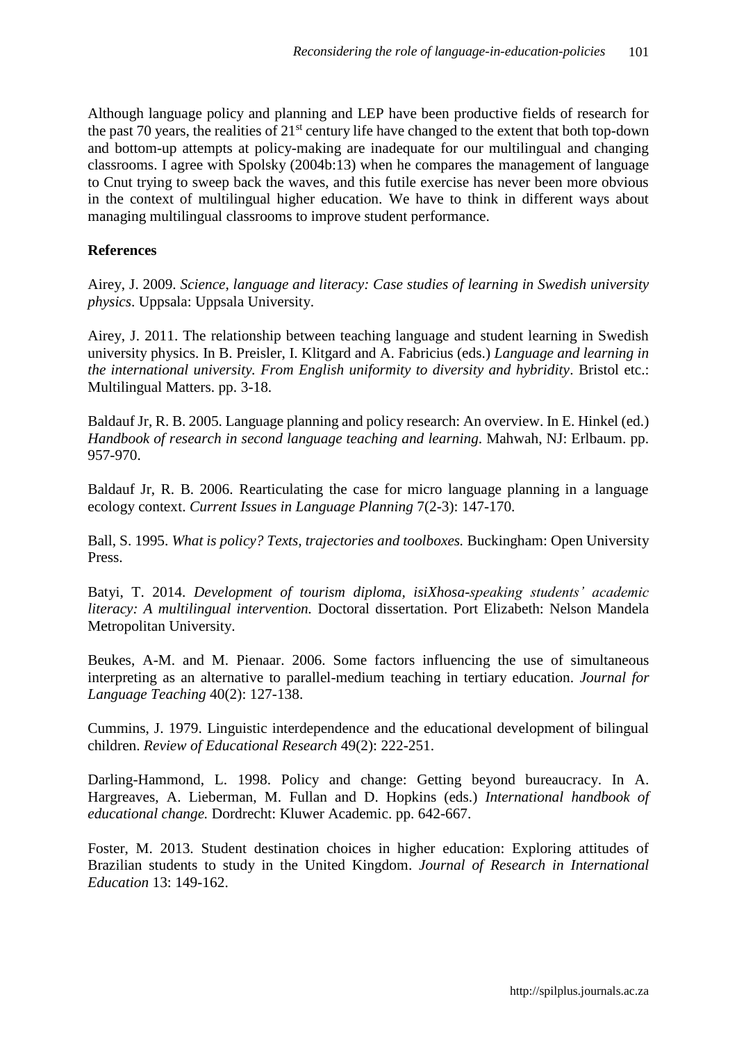Although language policy and planning and LEP have been productive fields of research for the past 70 years, the realities of 21st century life have changed to the extent that both top-down and bottom-up attempts at policy-making are inadequate for our multilingual and changing classrooms. I agree with Spolsky (2004b:13) when he compares the management of language to Cnut trying to sweep back the waves, and this futile exercise has never been more obvious in the context of multilingual higher education. We have to think in different ways about managing multilingual classrooms to improve student performance.

**References**

Airey, J. 2009. *Science, language and literacy: Case studies of learning in Swedish university physics*. Uppsala: Uppsala University.

Airey, J. 2011. The relationship between teaching language and student learning in Swedish university physics. In B. Preisler, I. Klitgard and A. Fabricius (eds.) *Language and learning in the international university. From English uniformity to diversity and hybridity*. Bristol etc.: Multilingual Matters. pp. 3-18.

Baldauf Jr, R. B. 2005. Language planning and policy research: An overview. In E. Hinkel (ed.) *Handbook of research in second language teaching and learning*. Mahwah, NJ: Erlbaum. pp. 957-970.

Baldauf Jr, R. B. 2006. Rearticulating the case for micro language planning in a language ecology context. *Current Issues in Language Planning* 7(2-3): 147-170.

Ball, S. 1995. *What is policy? Texts, trajectories and toolboxes.* Buckingham: Open University Press.

Batyi, T. 2014. *Development of tourism diploma, isiXhosa-speaking students' academic literacy: A multilingual intervention.* Doctoral dissertation. Port Elizabeth: Nelson Mandela Metropolitan University.

Beukes, A-M. and M. Pienaar. 2006. Some factors influencing the use of simultaneous interpreting as an alternative to parallel-medium teaching in tertiary education. *Journal for Language Teaching* 40(2): 127-138.

Cummins, J. 1979. Linguistic interdependence and the educational development of bilingual children. *Review of Educational Research* 49(2): 222-251.

Darling-Hammond, L. 1998. Policy and change: Getting beyond bureaucracy. In A. Hargreaves, A. Lieberman, M. Fullan and D. Hopkins (eds.) *International handbook of educational change.* Dordrecht: Kluwer Academic. pp. 642-667.

Foster, M. 2013. Student destination choices in higher education: Exploring attitudes of Brazilian students to study in the United Kingdom. *Journal of Research in International Education* 13: 149-162.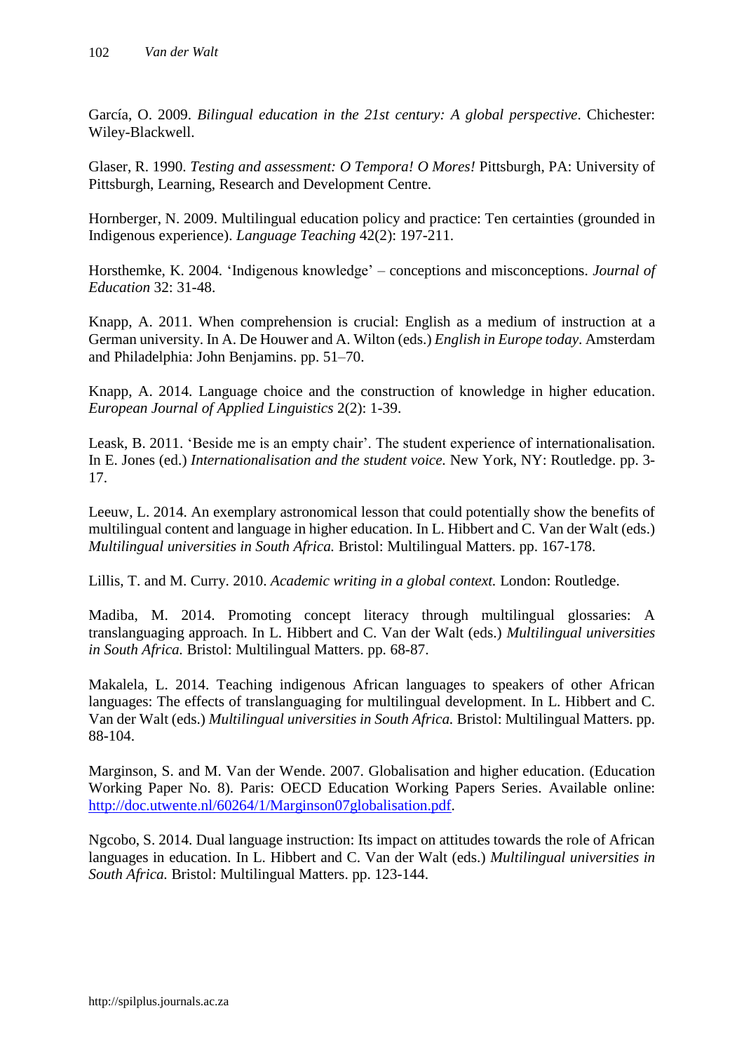García, O. 2009. *Bilingual education in the 21st century: A global perspective*. Chichester: Wiley-Blackwell.

Glaser, R. 1990. *Testing and assessment: O Tempora! O Mores!* Pittsburgh, PA: University of Pittsburgh, Learning, Research and Development Centre.

Hornberger, N. 2009. Multilingual education policy and practice: Ten certainties (grounded in Indigenous experience). *Language Teaching* 42(2): 197-211.

Horsthemke, K. 2004. 'Indigenous knowledge' – conceptions and misconceptions. *Journal of Education* 32: 31-48.

Knapp, A. 2011. When comprehension is crucial: English as a medium of instruction at a German university. In A. De Houwer and A. Wilton (eds.) *English in Europe today*. Amsterdam and Philadelphia: John Benjamins. pp. 51–70.

Knapp, A. 2014. Language choice and the construction of knowledge in higher education. *European Journal of Applied Linguistics* 2(2): 1-39.

Leask, B. 2011. 'Beside me is an empty chair'. The student experience of internationalisation. In E. Jones (ed.) *Internationalisation and the student voice.* New York, NY: Routledge. pp. 3-17.

Leeuw, L. 2014. An exemplary astronomical lesson that could potentially show the benefits of multilingual content and language in higher education. In L. Hibbert and C. Van der Walt (eds.) *Multilingual universities in South Africa.* Bristol: Multilingual Matters. pp. 167-178.

Lillis, T. and M. Curry. 2010. *Academic writing in a global context.* London: Routledge.

Madiba, M. 2014. Promoting concept literacy through multilingual glossaries: A translanguaging approach. In L. Hibbert and C. Van der Walt (eds.) *Multilingual universities in South Africa.* Bristol: Multilingual Matters. pp. 68-87.

Makalela, L. 2014. Teaching indigenous African languages to speakers of other African languages: The effects of translanguaging for multilingual development. In L. Hibbert and C. Van der Walt (eds.) *Multilingual universities in South Africa.* Bristol: Multilingual Matters. pp. 88-104.

Marginson, S. and M. Van der Wende. 2007. Globalisation and higher education. (Education Working Paper No. 8). Paris: OECD Education Working Papers Series. Available online: http://doc.utwente.nl/60264/1/Marginson07globalisation.pdf.

Ngcobo, S. 2014. Dual language instruction: Its impact on attitudes towards the role of African languages in education. In L. Hibbert and C. Van der Walt (eds.) *Multilingual universities in South Africa.* Bristol: Multilingual Matters. pp. 123-144.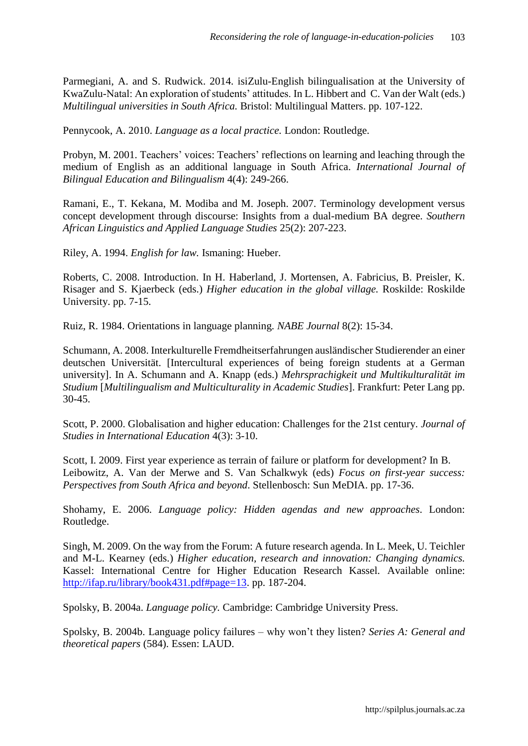Parmegiani, A. and S. Rudwick. 2014. isiZulu-English bilingualisation at the University of KwaZulu-Natal: An exploration of students' attitudes. In L. Hibbert and C. Van der Walt (eds.) *Multilingual universities in South Africa.* Bristol: Multilingual Matters. pp. 107-122.

Pennycook, A. 2010. *Language as a local practice.* London: Routledge.

Probyn, M. 2001. Teachers' voices: Teachers' reflections on learning and leaching through the medium of English as an additional language in South Africa. *International Journal of Bilingual Education and Bilingualism* 4(4): 249-266.

Ramani, E., T. Kekana, M. Modiba and M. Joseph. 2007. Terminology development versus concept development through discourse: Insights from a dual-medium BA degree. *Southern African Linguistics and Applied Language Studies* 25(2): 207-223.

Riley, A. 1994. *English for law.* Ismaning: Hueber.

Roberts, C. 2008. Introduction. In H. Haberland, J. Mortensen, A. Fabricius, B. Preisler, K. Risager and S. Kjaerbeck (eds.) *Higher education in the global village.* Roskilde: Roskilde University. pp. 7-15.

Ruiz, R. 1984. Orientations in language planning. *NABE Journal* 8(2): 15-34.

Schumann, A. 2008. Interkulturelle Fremdheitserfahrungen ausländischer Studierender an einer deutschen Universität. [Intercultural experiences of being foreign students at a German university]. In A. Schumann and A. Knapp (eds.) *Mehrsprachigkeit und Multikulturalität im Studium* [*Multilingualism and Multiculturality in Academic Studies*]. Frankfurt: Peter Lang pp. 30-45.

Scott, P. 2000. Globalisation and higher education: Challenges for the 21st century. *Journal of Studies in International Education* 4(3): 3-10.

Scott, I. 2009. First year experience as terrain of failure or platform for development? In B. Leibowitz, A. Van der Merwe and S. Van Schalkwyk (eds) *Focus on first-year success: Perspectives from South Africa and beyond*. Stellenbosch: Sun MeDIA. pp. 17-36.

Shohamy, E. 2006. *Language policy: Hidden agendas and new approaches*. London: Routledge.

Singh, M. 2009. On the way from the Forum: A future research agenda. In L. Meek, U. Teichler and M-L. Kearney (eds.) *Higher education, research and innovation: Changing dynamics.* Kassel: International Centre for Higher Education Research Kassel. Available online: http://ifap.ru/library/book431.pdf#page=13. pp. 187-204.

Spolsky, B. 2004a. *Language policy.* Cambridge: Cambridge University Press.

Spolsky, B. 2004b. Language policy failures – why won't they listen? *Series A: General and theoretical papers* (584). Essen: LAUD.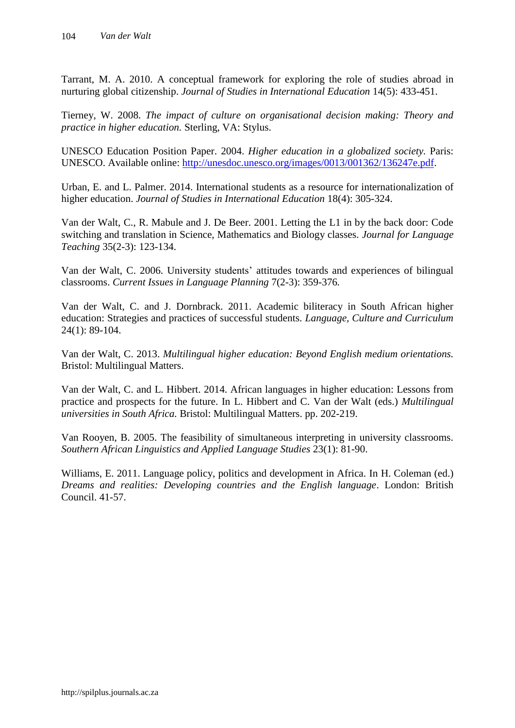Tarrant, M. A. 2010. A conceptual framework for exploring the role of studies abroad in nurturing global citizenship. *Journal of Studies in International Education* 14(5): 433-451.

Tierney, W. 2008. *The impact of culture on organisational decision making: Theory and practice in higher education.* Sterling, VA: Stylus.

UNESCO Education Position Paper. 2004. *Higher education in a globalized society.* Paris: UNESCO. Available online: http://unesdoc.unesco.org/images/0013/001362/136247e.pdf.

Urban, E. and L. Palmer. 2014. International students as a resource for internationalization of higher education. *Journal of Studies in International Education* 18(4): 305-324.

Van der Walt, C., R. Mabule and J. De Beer. 2001. Letting the L1 in by the back door: Code switching and translation in Science, Mathematics and Biology classes. *Journal for Language Teaching* 35(2-3): 123-134.

Van der Walt, C. 2006. University students' attitudes towards and experiences of bilingual classrooms. *Current Issues in Language Planning* 7(2-3): 359-376.

Van der Walt, C. and J. Dornbrack. 2011. Academic biliteracy in South African higher education: Strategies and practices of successful students. *Language, Culture and Curriculum* 24(1): 89-104.

Van der Walt, C. 2013. *Multilingual higher education: Beyond English medium orientations.* Bristol: Multilingual Matters.

Van der Walt, C. and L. Hibbert. 2014. African languages in higher education: Lessons from practice and prospects for the future. In L. Hibbert and C. Van der Walt (eds.) *Multilingual universities in South Africa.* Bristol: Multilingual Matters. pp. 202-219.

Van Rooyen, B. 2005. The feasibility of simultaneous interpreting in university classrooms. *Southern African Linguistics and Applied Language Studies* 23(1): 81-90.

Williams, E. 2011. Language policy, politics and development in Africa. In H. Coleman (ed.) *Dreams and realities: Developing countries and the English language*. London: British Council. 41-57.